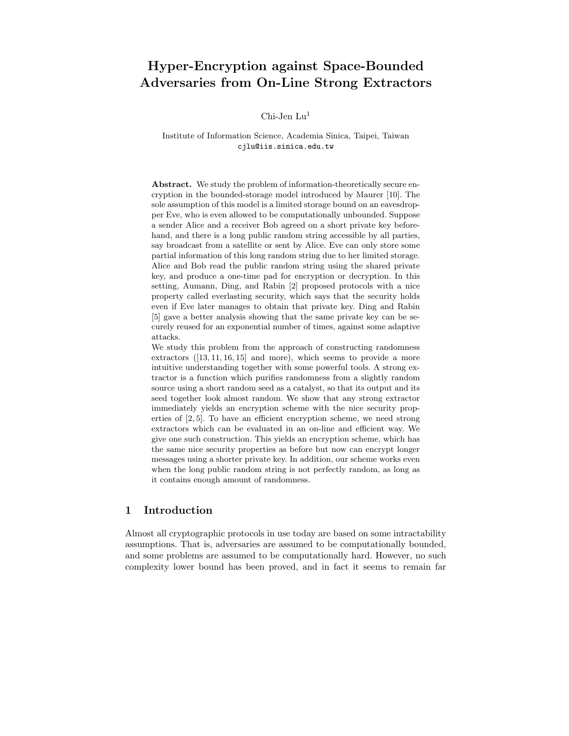# Hyper-Encryption against Space-Bounded Adversaries from On-Line Strong Extractors

Chi-Jen Lu[1]

Institute of Information Science, Academia Sinica, Taipei, Taiwan
cjlu@iis.sinica.edu.tw

**Abstract.** We study the problem of information-theoretically secure encryption in the bounded-storage model introduced by Maurer [10]. The sole assumption of this model is a limited storage bound on an eavesdropper Eve, who is even allowed to be computationally unbounded. Suppose a sender Alice and a receiver Bob agreed on a short private key beforehand, and there is a long public random string accessible by all parties, say broadcast from a satellite or sent by Alice. Eve can only store some partial information of this long random string due to her limited storage. Alice and Bob read the public random string using the shared private key, and produce a one-time pad for encryption or decryption. In this setting, Aumann, Ding, and Rabin [2] proposed protocols with a nice property called everlasting security, which says that the security holds even if Eve later manages to obtain that private key. Ding and Rabin [5] gave a better analysis showing that the same private key can be securely reused for an exponential number of times, against some adaptive attacks.

We study this problem from the approach of constructing randomness extractors ([13, 11, 16, 15] and more), which seems to provide a more intuitive understanding together with some powerful tools. A strong extractor is a function which purifies randomness from a slightly random source using a short random seed as a catalyst, so that its output and its seed together look almost random. We show that any strong extractor immediately yields an encryption scheme with the nice security properties of [2, 5]. To have an efficient encryption scheme, we need strong extractors which can be evaluated in an on-line and efficient way. We give one such construction. This yields an encryption scheme, which has the same nice security properties as before but now can encrypt longer messages using a shorter private key. In addition, our scheme works even when the long public random string is not perfectly random, as long as it contains enough amount of randomness.

## 1 Introduction

Almost all cryptographic protocols in use today are based on some intractability assumptions. That is, adversaries are assumed to be computationally bounded, and some problems are assumed to be computationally hard. However, no such complexity lower bound has been proved, and in fact it seems to remain far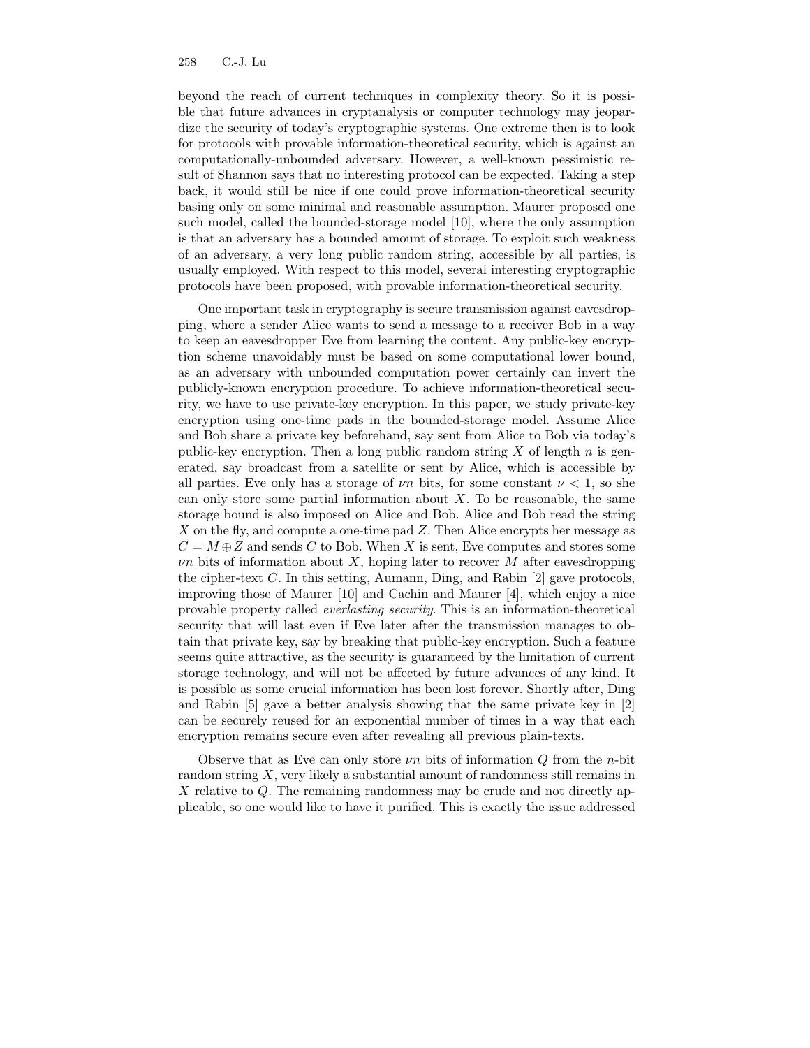beyond the reach of current techniques in complexity theory. So it is possible that future advances in cryptanalysis or computer technology may jeopardize the security of today's cryptographic systems. One extreme then is to look for protocols with provable information-theoretical security, which is against an computationally-unbounded adversary. However, a well-known pessimistic result of Shannon says that no interesting protocol can be expected. Taking a step back, it would still be nice if one could prove information-theoretical security basing only on some minimal and reasonable assumption. Maurer proposed one such model, called the bounded-storage model [10], where the only assumption is that an adversary has a bounded amount of storage. To exploit such weakness of an adversary, a very long public random string, accessible by all parties, is usually employed. With respect to this model, several interesting cryptographic protocols have been proposed, with provable information-theoretical security.

One important task in cryptography is secure transmission against eavesdropping, where a sender Alice wants to send a message to a receiver Bob in a way to keep an eavesdropper Eve from learning the content. Any public-key encryption scheme unavoidably must be based on some computational lower bound, as an adversary with unbounded computation power certainly can invert the publicly-known encryption procedure. To achieve information-theoretical security, we have to use private-key encryption. In this paper, we study private-key encryption using one-time pads in the bounded-storage model. Assume Alice and Bob share a private key beforehand, say sent from Alice to Bob via today's public-key encryption. Then a long public random string $X$ of length $n$ is generated, say broadcast from a satellite or sent by Alice, which is accessible by all parties. Eve only has a storage of $\nu n$ bits, for some constant $\nu < 1$, so she can only store some partial information about $X$. To be reasonable, the same storage bound is also imposed on Alice and Bob. Alice and Bob read the string $X$ on the fly, and compute a one-time pad $Z$. Then Alice encrypts her message as $C = M \oplus Z$ and sends $C$ to Bob. When $X$ is sent, Eve computes and stores some $\nu n$ bits of information about $X$, hoping later to recover $M$ after eavesdropping the cipher-text $C$. In this setting, Aumann, Ding, and Rabin [2] gave protocols, improving those of Maurer [10] and Cachin and Maurer [4], which enjoy a nice provable property called *everlasting security*. This is an information-theoretical security that will last even if Eve later after the transmission manages to obtain that private key, say by breaking that public-key encryption. Such a feature seems quite attractive, as the security is guaranteed by the limitation of current storage technology, and will not be affected by future advances of any kind. It is possible as some crucial information has been lost forever. Shortly after, Ding and Rabin [5] gave a better analysis showing that the same private key in [2] can be securely reused for an exponential number of times in a way that each encryption remains secure even after revealing all previous plain-texts.

Observe that as Eve can only store $\nu n$ bits of information $Q$ from the $n$-bit random string $X$, very likely a substantial amount of randomness still remains in $X$ relative to $Q$. The remaining randomness may be crude and not directly applicable, so one would like to have it purified. This is exactly the issue addressed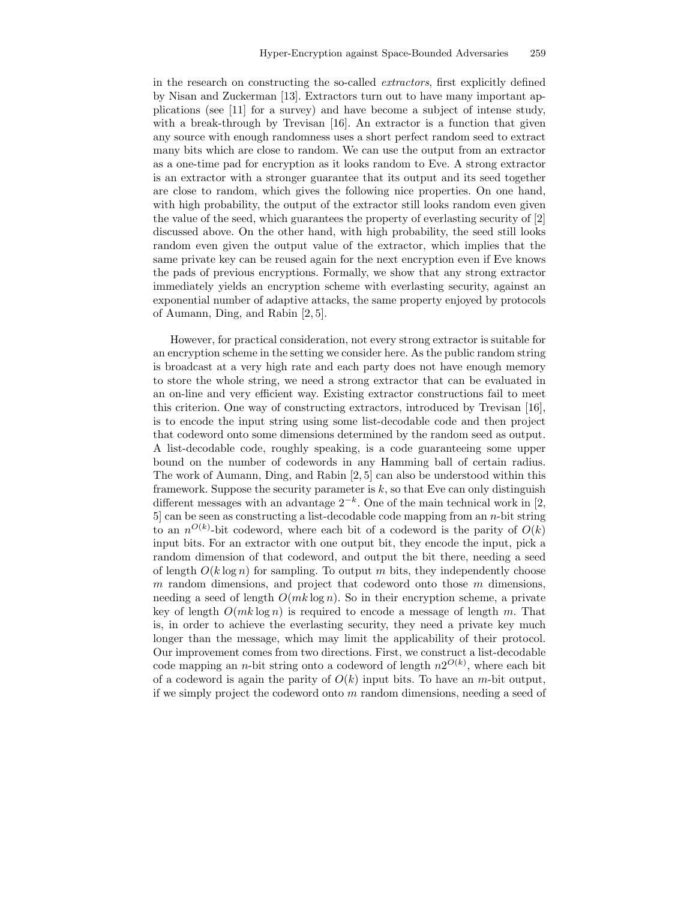in the research on constructing the so-called *extractors*, first explicitly defined by Nisan and Zuckerman [13]. Extractors turn out to have many important applications (see [11] for a survey) and have become a subject of intense study, with a break-through by Trevisan [16]. An extractor is a function that given any source with enough randomness uses a short perfect random seed to extract many bits which are close to random. We can use the output from an extractor as a one-time pad for encryption as it looks random to Eve. A strong extractor is an extractor with a stronger guarantee that its output and its seed together are close to random, which gives the following nice properties. On one hand, with high probability, the output of the extractor still looks random even given the value of the seed, which guarantees the property of everlasting security of [2] discussed above. On the other hand, with high probability, the seed still looks random even given the output value of the extractor, which implies that the same private key can be reused again for the next encryption even if Eve knows the pads of previous encryptions. Formally, we show that any strong extractor immediately yields an encryption scheme with everlasting security, against an exponential number of adaptive attacks, the same property enjoyed by protocols of Aumann, Ding, and Rabin [2, 5].

However, for practical consideration, not every strong extractor is suitable for an encryption scheme in the setting we consider here. As the public random string is broadcast at a very high rate and each party does not have enough memory to store the whole string, we need a strong extractor that can be evaluated in an on-line and very efficient way. Existing extractor constructions fail to meet this criterion. One way of constructing extractors, introduced by Trevisan [16], is to encode the input string using some list-decodable code and then project that codeword onto some dimensions determined by the random seed as output. A list-decodable code, roughly speaking, is a code guaranteeing some upper bound on the number of codewords in any Hamming ball of certain radius. The work of Aumann, Ding, and Rabin [2, 5] can also be understood within this framework. Suppose the security parameter is $k$, so that Eve can only distinguish different messages with an advantage $2^{-k}$. One of the main technical work in [2, 5] can be seen as constructing a list-decodable code mapping from an $n$-bit string to an $n^{O(k)}$-bit codeword, where each bit of a codeword is the parity of $O(k)$ input bits. For an extractor with one output bit, they encode the input, pick a random dimension of that codeword, and output the bit there, needing a seed of length $O(k \log n)$ for sampling. To output $m$ bits, they independently choose $m$ random dimensions, and project that codeword onto those $m$ dimensions, needing a seed of length $O(mk \log n)$. So in their encryption scheme, a private key of length $O(mk \log n)$ is required to encode a message of length $m$. That is, in order to achieve the everlasting security, they need a private key much longer than the message, which may limit the applicability of their protocol. Our improvement comes from two directions. First, we construct a list-decodable code mapping an $n$-bit string onto a codeword of length $n2^{O(k)}$, where each bit of a codeword is again the parity of $O(k)$ input bits. To have an $m$-bit output, if we simply project the codeword onto $m$ random dimensions, needing a seed of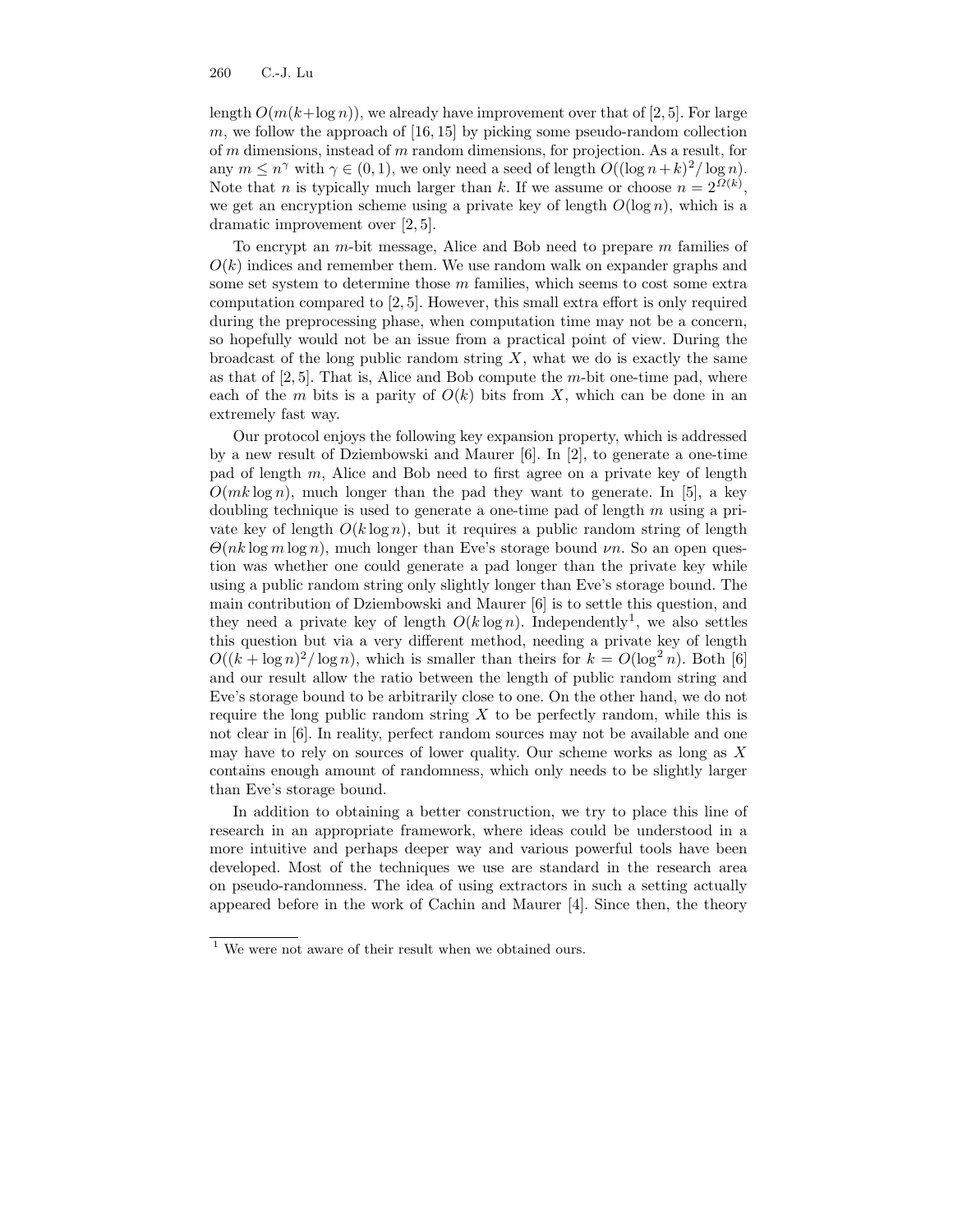length $O(m(k+\log n))$, we already have improvement over that of [2, 5]. For large $m$, we follow the approach of [16, 15] by picking some pseudo-random collection of $m$ dimensions, instead of $m$ random dimensions, for projection. As a result, for any $m \leq n^{\gamma}$ with $\gamma \in (0,1)$, we only need a seed of length $O((\log n + k)^2/\log n)$. Note that $n$ is typically much larger than $k$. If we assume or choose $n = 2^{\Omega(k)}$, we get an encryption scheme using a private key of length $O(\log n)$, which is a dramatic improvement over [2, 5].

To encrypt an $m$-bit message, Alice and Bob need to prepare $m$ families of $O(k)$ indices and remember them. We use random walk on expander graphs and some set system to determine those $m$ families, which seems to cost some extra computation compared to [2, 5]. However, this small extra effort is only required during the preprocessing phase, when computation time may not be a concern, so hopefully would not be an issue from a practical point of view. During the broadcast of the long public random string $X$, what we do is exactly the same as that of [2, 5]. That is, Alice and Bob compute the $m$-bit one-time pad, where each of the $m$ bits is a parity of $O(k)$ bits from $X$, which can be done in an extremely fast way.

Our protocol enjoys the following key expansion property, which is addressed by a new result of Dziembowski and Maurer [6]. In [2], to generate a one-time pad of length $m$, Alice and Bob need to first agree on a private key of length $O(mk\log n)$, much longer than the pad they want to generate. In [5], a key doubling technique is used to generate a one-time pad of length $m$ using a private key of length $O(k\log n)$, but it requires a public random string of length $\Theta(nk\log m\log n)$, much longer than Eve's storage bound $\nu n$. So an open question was whether one could generate a pad longer than the private key while using a public random string only slightly longer than Eve's storage bound. The main contribution of Dziembowski and Maurer [6] is to settle this question, and they need a private key of length $O(k\log n)$. Independently[1], we also settles this question but via a very different method, needing a private key of length $O((k+\log n)^2/\log n)$, which is smaller than theirs for $k = O(\log^2 n)$. Both [6] and our result allow the ratio between the length of public random string and Eve's storage bound to be arbitrarily close to one. On the other hand, we do not require the long public random string $X$ to be perfectly random, while this is not clear in [6]. In reality, perfect random sources may not be available and one may have to rely on sources of lower quality. Our scheme works as long as $X$ contains enough amount of randomness, which only needs to be slightly larger than Eve's storage bound.

In addition to obtaining a better construction, we try to place this line of research in an appropriate framework, where ideas could be understood in a more intuitive and perhaps deeper way and various powerful tools have been developed. Most of the techniques we use are standard in the research area on pseudo-randomness. The idea of using extractors in such a setting actually appeared before in the work of Cachin and Maurer [4]. Since then, the theory

[1] We were not aware of their result when we obtained ours.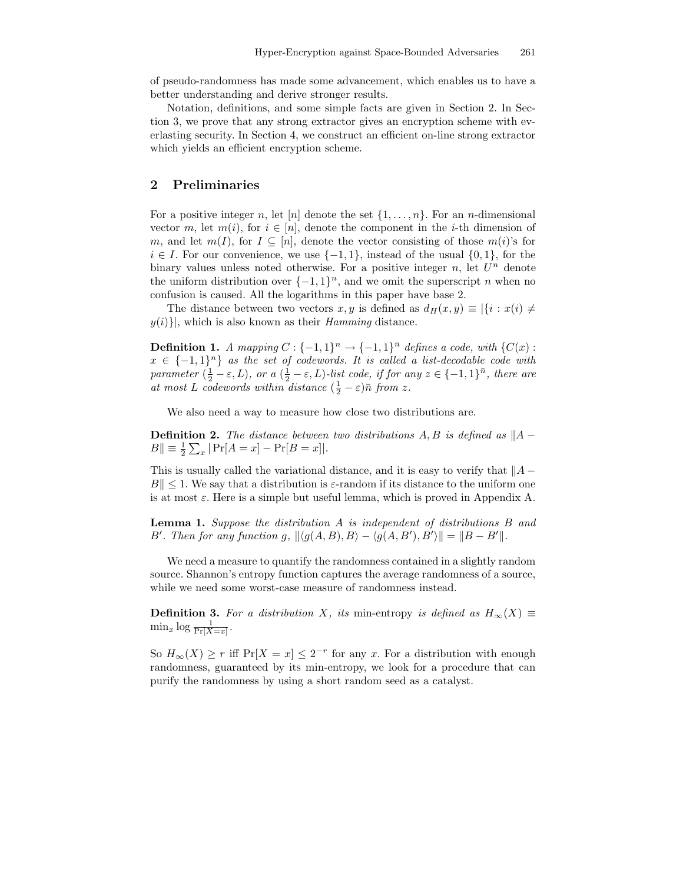of pseudo-randomness has made some advancement, which enables us to have a better understanding and derive stronger results.

Notation, definitions, and some simple facts are given in Section 2. In Section 3, we prove that any strong extractor gives an encryption scheme with everlasting security. In Section 4, we construct an efficient on-line strong extractor which yields an efficient encryption scheme.

## 2 Preliminaries

For a positive integer $n$, let $[n]$ denote the set $\{1, \ldots, n\}$. For an $n$-dimensional vector $m$, let $m(i)$, for $i \in [n]$, denote the component in the $i$-th dimension of $m$, and let $m(I)$, for $I \subseteq [n]$, denote the vector consisting of those $m(i)$'s for $i \in I$. For our convenience, we use $\{-1, 1\}$, instead of the usual $\{0, 1\}$, for the binary values unless noted otherwise. For a positive integer $n$, let $U^n$ denote the uniform distribution over $\{-1, 1\}^n$, and we omit the superscript $n$ when no confusion is caused. All the logarithms in this paper have base 2.

The distance between two vectors $x, y$ is defined as $d_H(x, y) \equiv |\{i : x(i) \neq y(i)\}|$, which is also known as their *Hamming* distance.

**Definition 1.** *A mapping $C : \{-1, 1\}^n \to \{-1, 1\}^{\bar{n}}$ defines a code, with $\{C(x) : x \in \{-1, 1\}^n\}$ as the set of codewords. It is called a list-decodable code with parameter $(\frac{1}{2} - \varepsilon, L)$, or a $(\frac{1}{2} - \varepsilon, L)$-list code, if for any $z \in \{-1, 1\}^{\bar{n}}$, there are at most $L$ codewords within distance $(\frac{1}{2} - \varepsilon)\bar{n}$ from $z$.*

We also need a way to measure how close two distributions are.

**Definition 2.** *The distance between two distributions $A, B$ is defined as $\|A - B\| \equiv \frac{1}{2} \sum_x |\Pr[A = x] - \Pr[B = x]|$.*

This is usually called the variational distance, and it is easy to verify that $\|A - B\| \leq 1$. We say that a distribution is $\varepsilon$-random if its distance to the uniform one is at most $\varepsilon$. Here is a simple but useful lemma, which is proved in Appendix A.

**Lemma 1.** *Suppose the distribution $A$ is independent of distributions $B$ and $B'$. Then for any function $g$, $\|\langle g(A, B), B\rangle - \langle g(A, B'), B'\rangle\| = \|B - B'\|$.*

We need a measure to quantify the randomness contained in a slightly random source. Shannon's entropy function captures the average randomness of a source, while we need some worst-case measure of randomness instead.

**Definition 3.** *For a distribution $X$, its* min-entropy *is defined as $H_\infty(X) \equiv \min_x \log \frac{1}{\Pr[X=x]}$.*

So $H_\infty(X) \geq r$ iff $\Pr[X = x] \leq 2^{-r}$ for any $x$. For a distribution with enough randomness, guaranteed by its min-entropy, we look for a procedure that can purify the randomness by using a short random seed as a catalyst.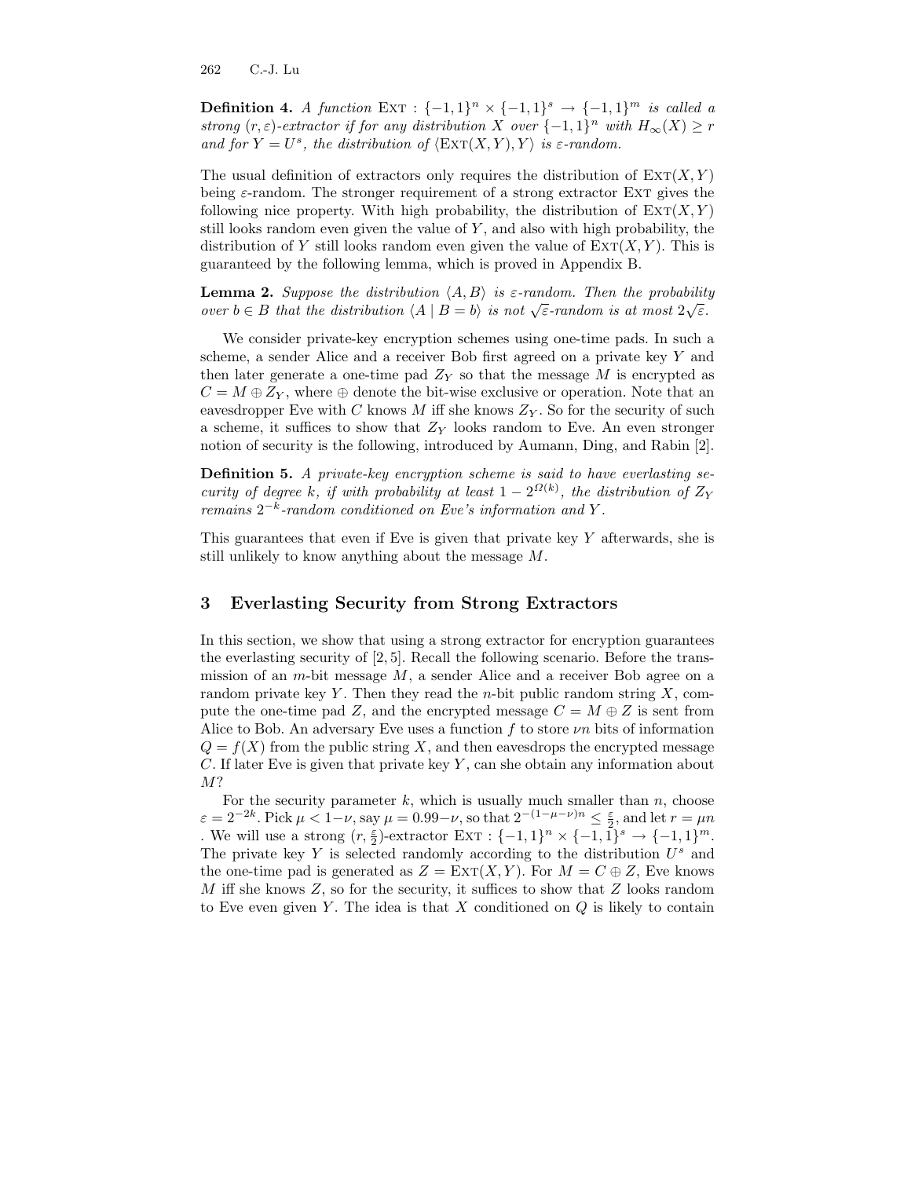**Definition 4.** *A function* $\text{EXT} : \{-1,1\}^n \times \{-1,1\}^s \to \{-1,1\}^m$ *is called a strong* $(r, \varepsilon)$*-extractor if for any distribution* $X$ *over* $\{-1,1\}^n$ *with* $H_\infty(X) \geq r$ *and for* $Y = U^s$*, the distribution of* $\langle \text{EXT}(X,Y), Y \rangle$ *is* $\varepsilon$*-random.*

The usual definition of extractors only requires the distribution of $\text{EXT}(X,Y)$ being $\varepsilon$-random. The stronger requirement of a strong extractor EXT gives the following nice property. With high probability, the distribution of $\text{EXT}(X,Y)$ still looks random even given the value of $Y$, and also with high probability, the distribution of $Y$ still looks random even given the value of $\text{EXT}(X,Y)$. This is guaranteed by the following lemma, which is proved in Appendix B.

**Lemma 2.** *Suppose the distribution* $\langle A, B \rangle$ *is* $\varepsilon$*-random. Then the probability over* $b \in B$ *that the distribution* $\langle A \mid B = b \rangle$ *is not* $\sqrt{\varepsilon}$*-random is at most* $2\sqrt{\varepsilon}$*.*

We consider private-key encryption schemes using one-time pads. In such a scheme, a sender Alice and a receiver Bob first agreed on a private key $Y$ and then later generate a one-time pad $Z_Y$ so that the message $M$ is encrypted as $C = M \oplus Z_Y$, where $\oplus$ denote the bit-wise exclusive or operation. Note that an eavesdropper Eve with $C$ knows $M$ iff she knows $Z_Y$. So for the security of such a scheme, it suffices to show that $Z_Y$ looks random to Eve. An even stronger notion of security is the following, introduced by Aumann, Ding, and Rabin [2].

**Definition 5.** *A private-key encryption scheme is said to have everlasting security of degree* $k$*, if with probability at least* $1 - 2^{\Omega(k)}$*, the distribution of* $Z_Y$ *remains* $2^{-k}$*-random conditioned on Eve's information and* $Y$*.*

This guarantees that even if Eve is given that private key $Y$ afterwards, she is still unlikely to know anything about the message $M$.

## 3 Everlasting Security from Strong Extractors

In this section, we show that using a strong extractor for encryption guarantees the everlasting security of [2, 5]. Recall the following scenario. Before the transmission of an $m$-bit message $M$, a sender Alice and a receiver Bob agree on a random private key $Y$. Then they read the $n$-bit public random string $X$, compute the one-time pad $Z$, and the encrypted message $C = M \oplus Z$ is sent from Alice to Bob. An adversary Eve uses a function $f$ to store $\nu n$ bits of information $Q = f(X)$ from the public string $X$, and then eavesdrops the encrypted message $C$. If later Eve is given that private key $Y$, can she obtain any information about $M$?

For the security parameter $k$, which is usually much smaller than $n$, choose $\varepsilon = 2^{-2k}$. Pick $\mu < 1-\nu$, say $\mu = 0.99-\nu$, so that $2^{-(1-\mu-\nu)n} \leq \frac{\varepsilon}{2}$, and let $r = \mu n$ . We will use a strong $(r, \frac{\varepsilon}{2})$-extractor $\text{EXT} : \{-1,1\}^n \times \{-1,1\}^s \to \{-1,1\}^m$. The private key $Y$ is selected randomly according to the distribution $U^s$ and the one-time pad is generated as $Z = \text{EXT}(X,Y)$. For $M = C \oplus Z$, Eve knows $M$ iff she knows $Z$, so for the security, it suffices to show that $Z$ looks random to Eve even given $Y$. The idea is that $X$ conditioned on $Q$ is likely to contain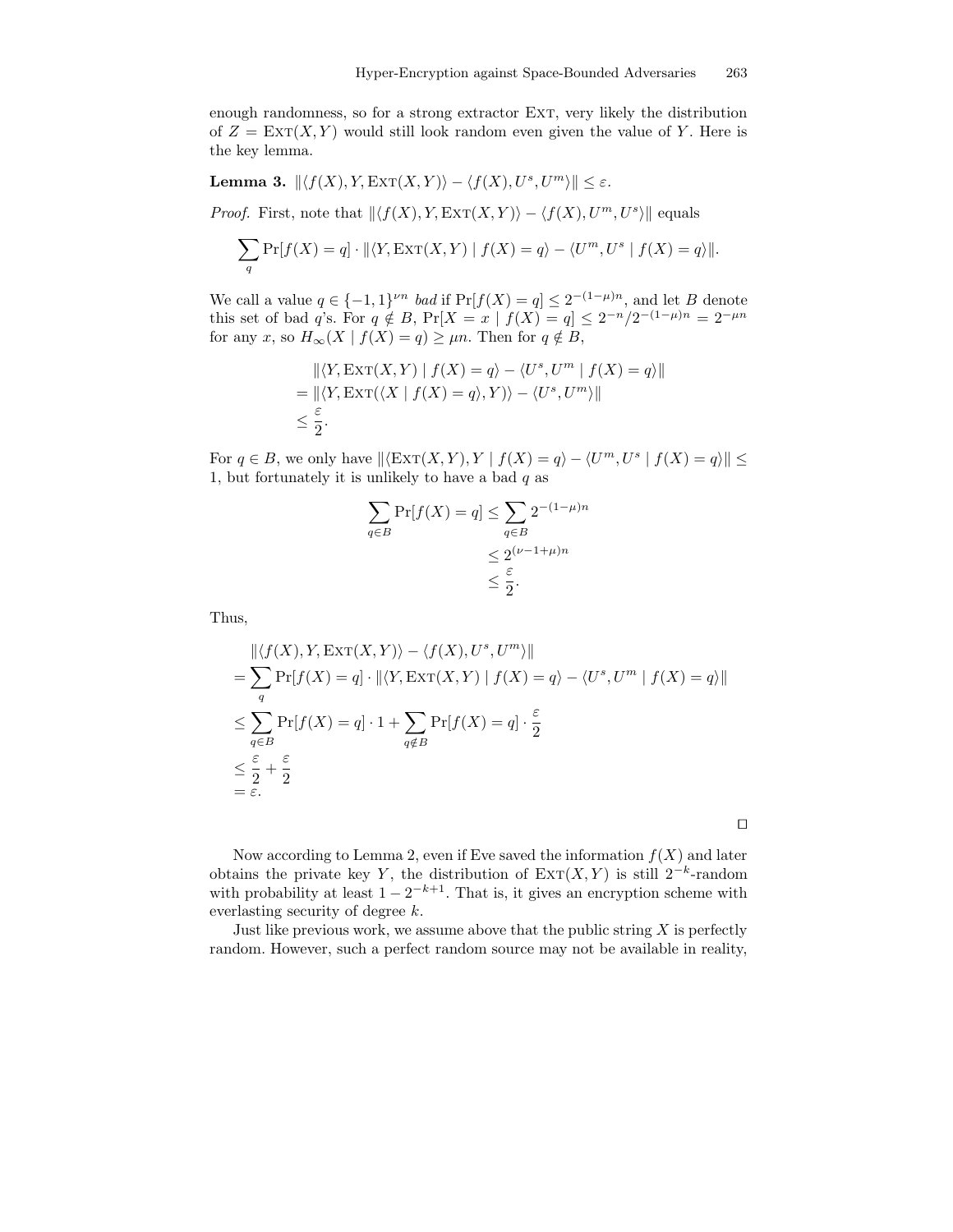enough randomness, so for a strong extractor Ext, very likely the distribution of $Z = \text{Ext}(X, Y)$ would still look random even given the value of $Y$. Here is the key lemma.

**Lemma 3.** $\|\langle f(X), Y, \text{Ext}(X, Y)\rangle - \langle f(X), U^s, U^m\rangle\| \le \varepsilon$.

*Proof.* First, note that $\|\langle f(X), Y, \text{Ext}(X, Y)\rangle - \langle f(X), U^m, U^s\rangle\|$ equals

$$\sum_q \Pr[f(X) = q] \cdot \|\langle Y, \text{Ext}(X, Y) \mid f(X) = q\rangle - \langle U^m, U^s \mid f(X) = q\rangle\|.$$

We call a value $q \in \{-1, 1\}^{\nu n}$ *bad* if $\Pr[f(X) = q] \le 2^{-(1-\mu)n}$, and let $B$ denote this set of bad $q$'s. For $q \notin B$, $\Pr[X = x \mid f(X) = q] \le 2^{-n}/2^{-(1-\mu)n} = 2^{-\mu n}$ for any $x$, so $H_\infty(X \mid f(X) = q) \ge \mu n$. Then for $q \notin B$,

$$\begin{aligned}
&\|\langle Y, \text{Ext}(X, Y) \mid f(X) = q\rangle - \langle U^s, U^m \mid f(X) = q\rangle\| \\
&= \|\langle Y, \text{Ext}(\langle X \mid f(X) = q\rangle, Y)\rangle - \langle U^s, U^m\rangle\| \\
&\le \frac{\varepsilon}{2}.
\end{aligned}$$

For $q \in B$, we only have $\|\langle \text{Ext}(X, Y), Y \mid f(X) = q\rangle - \langle U^m, U^s \mid f(X) = q\rangle\| \le 1$, but fortunately it is unlikely to have a bad $q$ as

$$\begin{aligned}
\sum_{q \in B} \Pr[f(X) = q] &\le \sum_{q \in B} 2^{-(1-\mu)n} \\
&\le 2^{(\nu - 1 + \mu)n} \\
&\le \frac{\varepsilon}{2}.
\end{aligned}$$

Thus,

$$\begin{aligned}
&\|\langle f(X), Y, \text{Ext}(X, Y)\rangle - \langle f(X), U^s, U^m\rangle\| \\
&= \sum_q \Pr[f(X) = q] \cdot \|\langle Y, \text{Ext}(X, Y) \mid f(X) = q\rangle - \langle U^s, U^m \mid f(X) = q\rangle\| \\
&\le \sum_{q \in B} \Pr[f(X) = q] \cdot 1 + \sum_{q \notin B} \Pr[f(X) = q] \cdot \frac{\varepsilon}{2} \\
&\le \frac{\varepsilon}{2} + \frac{\varepsilon}{2} \\
&= \varepsilon.
\end{aligned}$$

□

Now according to Lemma 2, even if Eve saved the information $f(X)$ and later obtains the private key $Y$, the distribution of $\text{Ext}(X, Y)$ is still $2^{-k}$-random with probability at least $1 - 2^{-k+1}$. That is, it gives an encryption scheme with everlasting security of degree $k$.

Just like previous work, we assume above that the public string $X$ is perfectly random. However, such a perfect random source may not be available in reality,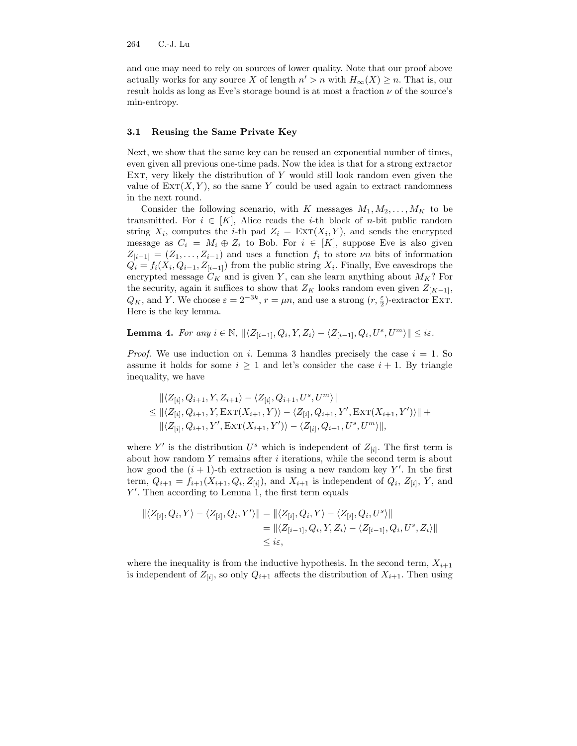and one may need to rely on sources of lower quality. Note that our proof above actually works for any source $X$ of length $n' > n$ with $H_\infty(X) \geq n$. That is, our result holds as long as Eve's storage bound is at most a fraction $\nu$ of the source's min-entropy.

### 3.1 Reusing the Same Private Key

Next, we show that the same key can be reused an exponential number of times, even given all previous one-time pads. Now the idea is that for a strong extractor Ext, very likely the distribution of $Y$ would still look random even given the value of $\text{Ext}(X, Y)$, so the same $Y$ could be used again to extract randomness in the next round.

Consider the following scenario, with $K$ messages $M_1, M_2, \ldots, M_K$ to be transmitted. For $i \in [K]$, Alice reads the $i$-th block of $n$-bit public random string $X_i$, computes the $i$-th pad $Z_i = \text{Ext}(X_i, Y)$, and sends the encrypted message as $C_i = M_i \oplus Z_i$ to Bob. For $i \in [K]$, suppose Eve is also given $Z_{[i-1]} = (Z_1, \ldots, Z_{i-1})$ and uses a function $f_i$ to store $\nu n$ bits of information $Q_i = f_i(X_i, Q_{i-1}, Z_{[i-1]})$ from the public string $X_i$. Finally, Eve eavesdrops the encrypted message $C_K$ and is given $Y$, can she learn anything about $M_K$? For the security, again it suffices to show that $Z_K$ looks random even given $Z_{[K-1]}$, $Q_K$, and $Y$. We choose $\varepsilon = 2^{-3k}$, $r = \mu n$, and use a strong $(r, \frac{\varepsilon}{2})$-extractor Ext. Here is the key lemma.

**Lemma 4.** *For any $i \in \mathbb{N}$, $\|\langle Z_{[i-1]}, Q_i, Y, Z_i\rangle - \langle Z_{[i-1]}, Q_i, U^s, U^m\rangle\| \leq i\varepsilon$.*

*Proof.* We use induction on $i$. Lemma 3 handles precisely the case $i = 1$. So assume it holds for some $i \geq 1$ and let's consider the case $i + 1$. By triangle inequality, we have

$$
\begin{aligned}
&\|\langle Z_{[i]}, Q_{i+1}, Y, Z_{i+1}\rangle - \langle Z_{[i]}, Q_{i+1}, U^s, U^m\rangle\| \\
\leq\ &\|\langle Z_{[i]}, Q_{i+1}, Y, \text{Ext}(X_{i+1}, Y)\rangle - \langle Z_{[i]}, Q_{i+1}, Y', \text{Ext}(X_{i+1}, Y')\rangle\| + \\
&\|\langle Z_{[i]}, Q_{i+1}, Y', \text{Ext}(X_{i+1}, Y')\rangle - \langle Z_{[i]}, Q_{i+1}, U^s, U^m\rangle\|,
\end{aligned}
$$

where $Y'$ is the distribution $U^s$ which is independent of $Z_{[i]}$. The first term is about how random $Y$ remains after $i$ iterations, while the second term is about how good the $(i+1)$-th extraction is using a new random key $Y'$. In the first term, $Q_{i+1} = f_{i+1}(X_{i+1}, Q_i, Z_{[i]})$, and $X_{i+1}$ is independent of $Q_i$, $Z_{[i]}$, $Y$, and $Y'$. Then according to Lemma 1, the first term equals

$$
\begin{aligned}
\|\langle Z_{[i]}, Q_i, Y\rangle - \langle Z_{[i]}, Q_i, Y'\rangle\| &= \|\langle Z_{[i]}, Q_i, Y\rangle - \langle Z_{[i]}, Q_i, U^s\rangle\| \\
&= \|\langle Z_{[i-1]}, Q_i, Y, Z_i\rangle - \langle Z_{[i-1]}, Q_i, U^s, Z_i\rangle\| \\
&\leq i\varepsilon,
\end{aligned}
$$

where the inequality is from the inductive hypothesis. In the second term, $X_{i+1}$ is independent of $Z_{[i]}$, so only $Q_{i+1}$ affects the distribution of $X_{i+1}$. Then using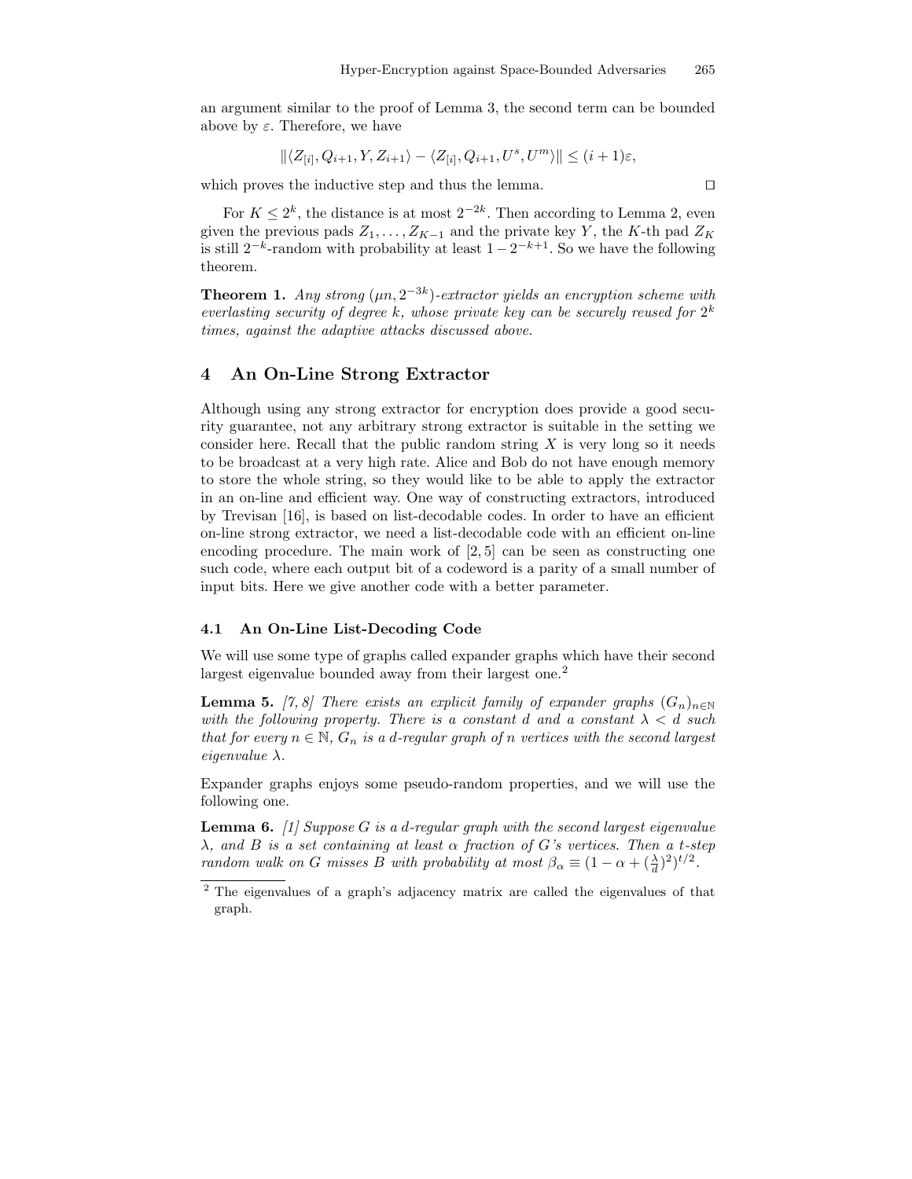an argument similar to the proof of Lemma 3, the second term can be bounded above by $\varepsilon$. Therefore, we have

$$\|\langle Z_{[i]}, Q_{i+1}, Y, Z_{i+1}\rangle - \langle Z_{[i]}, Q_{i+1}, U^s, U^m\rangle\| \leq (i+1)\varepsilon,$$

which proves the inductive step and thus the lemma. ◻

For $K \leq 2^k$, the distance is at most $2^{-2k}$. Then according to Lemma 2, even given the previous pads $Z_1, \ldots, Z_{K-1}$ and the private key $Y$, the $K$-th pad $Z_K$ is still $2^{-k}$-random with probability at least $1 - 2^{-k+1}$. So we have the following theorem.

**Theorem 1.** *Any strong $(\mu n, 2^{-3k})$-extractor yields an encryption scheme with everlasting security of degree $k$, whose private key can be securely reused for $2^k$ times, against the adaptive attacks discussed above.*

## 4 An On-Line Strong Extractor

Although using any strong extractor for encryption does provide a good security guarantee, not any arbitrary strong extractor is suitable in the setting we consider here. Recall that the public random string $X$ is very long so it needs to be broadcast at a very high rate. Alice and Bob do not have enough memory to store the whole string, so they would like to be able to apply the extractor in an on-line and efficient way. One way of constructing extractors, introduced by Trevisan [16], is based on list-decodable codes. In order to have an efficient on-line strong extractor, we need a list-decodable code with an efficient on-line encoding procedure. The main work of [2, 5] can be seen as constructing one such code, where each output bit of a codeword is a parity of a small number of input bits. Here we give another code with a better parameter.

### 4.1 An On-Line List-Decoding Code

We will use some type of graphs called expander graphs which have their second largest eigenvalue bounded away from their largest one.[2]

**Lemma 5.** *[7, 8] There exists an explicit family of expander graphs $(G_n)_{n\in\mathbb{N}}$ with the following property. There is a constant $d$ and a constant $\lambda < d$ such that for every $n \in \mathbb{N}$, $G_n$ is a $d$-regular graph of $n$ vertices with the second largest eigenvalue $\lambda$.*

Expander graphs enjoys some pseudo-random properties, and we will use the following one.

**Lemma 6.** *[1] Suppose $G$ is a $d$-regular graph with the second largest eigenvalue $\lambda$, and $B$ is a set containing at least $\alpha$ fraction of $G$'s vertices. Then a $t$-step random walk on $G$ misses $B$ with probability at most $\beta_\alpha \equiv (1 - \alpha + (\frac{\lambda}{d})^2)^{t/2}$.*

[2] The eigenvalues of a graph's adjacency matrix are called the eigenvalues of that graph.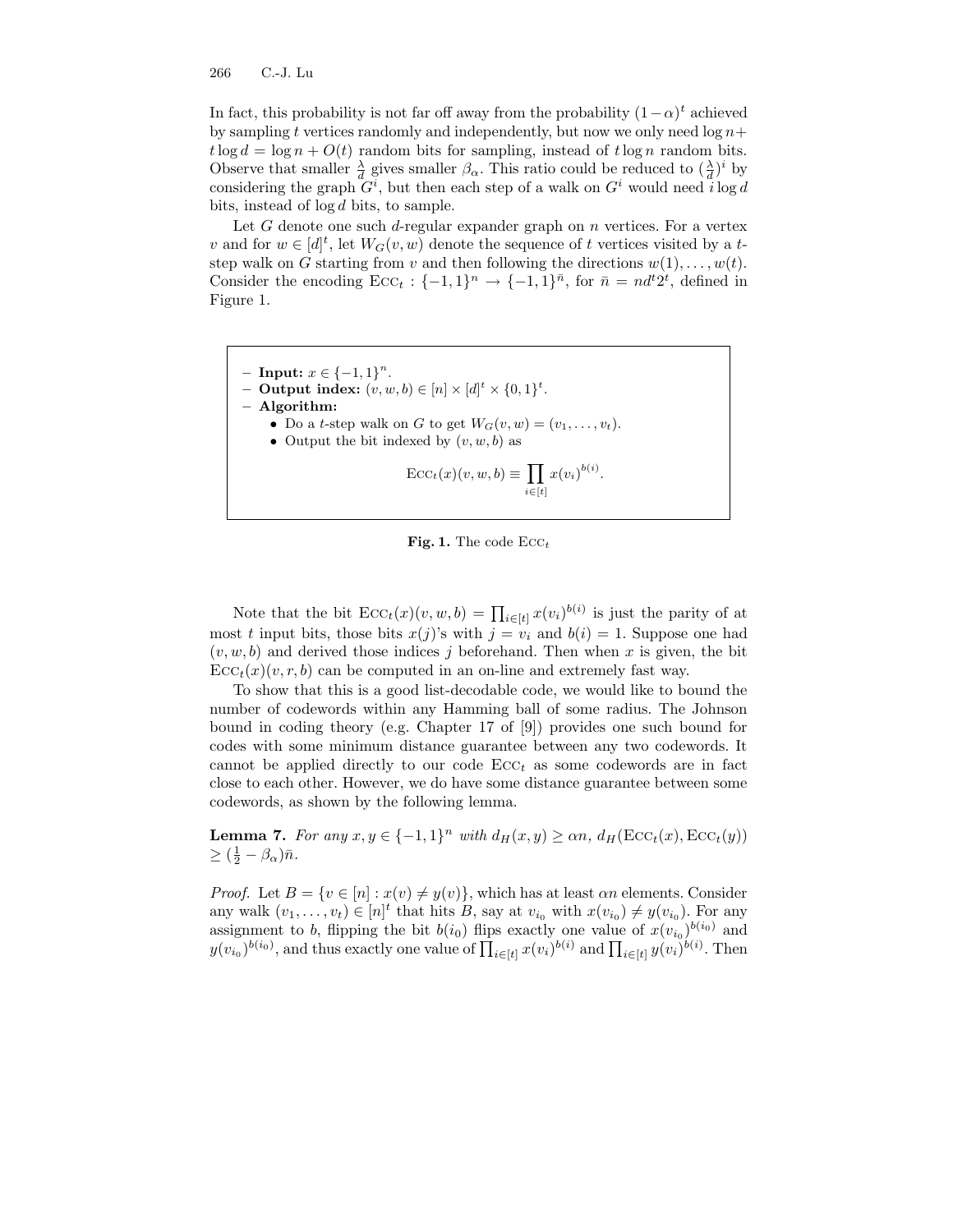In fact, this probability is not far off away from the probability $(1-\alpha)^t$ achieved by sampling $t$ vertices randomly and independently, but now we only need $\log n + t \log d = \log n + O(t)$ random bits for sampling, instead of $t \log n$ random bits. Observe that smaller $\frac{\lambda}{d}$ gives smaller $\beta_\alpha$. This ratio could be reduced to $(\frac{\lambda}{d})^i$ by considering the graph $G^i$, but then each step of a walk on $G^i$ would need $i \log d$ bits, instead of $\log d$ bits, to sample.

Let $G$ denote one such $d$-regular expander graph on $n$ vertices. For a vertex $v$ and for $w \in [d]^t$, let $W_G(v, w)$ denote the sequence of $t$ vertices visited by a $t$-step walk on $G$ starting from $v$ and then following the directions $w(1), \ldots, w(t)$. Consider the encoding $\mathrm{ECC}_t : \{-1, 1\}^n \to \{-1, 1\}^{\bar{n}}$, for $\bar{n} = nd^t 2^t$, defined in Figure 1.

- **Input:** $x \in \{-1, 1\}^n$.
- **Output index:** $(v, w, b) \in [n] \times [d]^t \times \{0, 1\}^t$.
- **Algorithm:**
  - Do a $t$-step walk on $G$ to get $W_G(v, w) = (v_1, \ldots, v_t)$.
  - Output the bit indexed by $(v, w, b)$ as

$$\mathrm{ECC}_t(x)(v, w, b) \equiv \prod_{i \in [t]} x(v_i)^{b(i)}.$$

**Fig. 1.** The code $\mathrm{ECC}_t$

Note that the bit $\mathrm{ECC}_t(x)(v, w, b) = \prod_{i \in [t]} x(v_i)^{b(i)}$ is just the parity of at most $t$ input bits, those bits $x(j)$'s with $j = v_i$ and $b(i) = 1$. Suppose one had $(v, w, b)$ and derived those indices $j$ beforehand. Then when $x$ is given, the bit $\mathrm{ECC}_t(x)(v, r, b)$ can be computed in an on-line and extremely fast way.

To show that this is a good list-decodable code, we would like to bound the number of codewords within any Hamming ball of some radius. The Johnson bound in coding theory (e.g. Chapter 17 of [9]) provides one such bound for codes with some minimum distance guarantee between any two codewords. It cannot be applied directly to our code $\mathrm{ECC}_t$ as some codewords are in fact close to each other. However, we do have some distance guarantee between some codewords, as shown by the following lemma.

**Lemma 7.** *For any $x, y \in \{-1, 1\}^n$ with $d_H(x, y) \geq \alpha n$, $d_H(\mathrm{ECC}_t(x), \mathrm{ECC}_t(y)) \geq (\frac{1}{2} - \beta_\alpha)\bar{n}$.*

*Proof.* Let $B = \{v \in [n] : x(v) \neq y(v)\}$, which has at least $\alpha n$ elements. Consider any walk $(v_1, \ldots, v_t) \in [n]^t$ that hits $B$, say at $v_{i_0}$ with $x(v_{i_0}) \neq y(v_{i_0})$. For any assignment to $b$, flipping the bit $b(i_0)$ flips exactly one value of $x(v_{i_0})^{b(i_0)}$ and $y(v_{i_0})^{b(i_0)}$, and thus exactly one value of $\prod_{i \in [t]} x(v_i)^{b(i)}$ and $\prod_{i \in [t]} y(v_i)^{b(i)}$. Then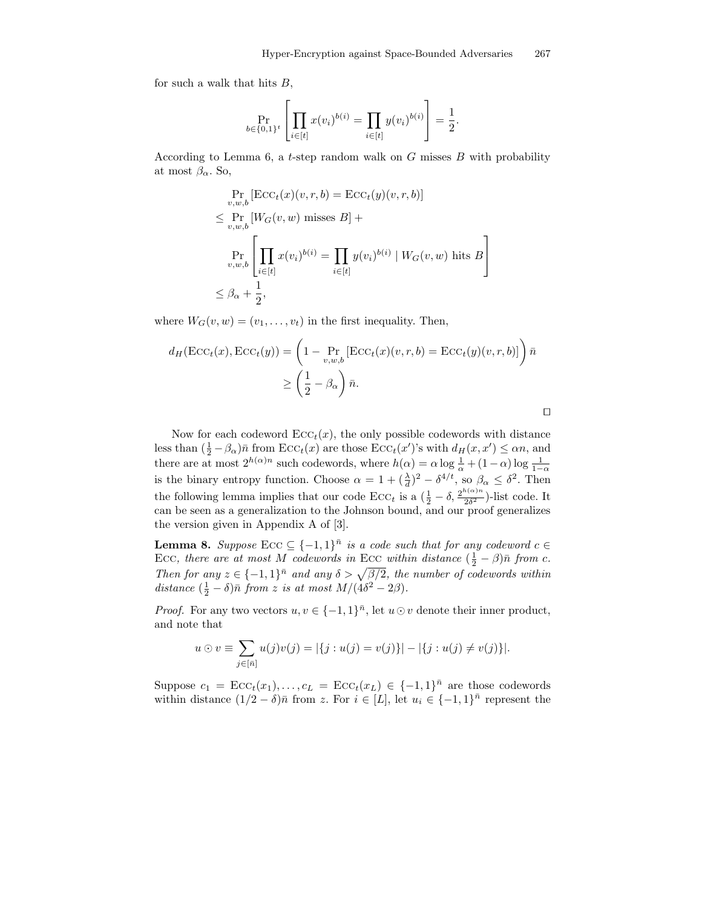for such a walk that hits $B$,

$$\Pr_{b \in \{0,1\}^t} \left[ \prod_{i \in [t]} x(v_i)^{b(i)} = \prod_{i \in [t]} y(v_i)^{b(i)} \right] = \frac{1}{2}.$$

According to Lemma 6, a $t$-step random walk on $G$ misses $B$ with probability at most $\beta_\alpha$. So,

$$\begin{aligned}
&\Pr_{v,w,b} [\text{Ecc}_t(x)(v,r,b) = \text{Ecc}_t(y)(v,r,b)] \\
&\leq \Pr_{v,w,b} [W_G(v,w) \text{ misses } B] + \\
&\quad \Pr_{v,w,b} \left[ \prod_{i \in [t]} x(v_i)^{b(i)} = \prod_{i \in [t]} y(v_i)^{b(i)} \mid W_G(v,w) \text{ hits } B \right] \\
&\leq \beta_\alpha + \frac{1}{2},
\end{aligned}$$

where $W_G(v,w) = (v_1, \ldots, v_t)$ in the first inequality. Then,

$$\begin{aligned}
d_H(\text{Ecc}_t(x), \text{Ecc}_t(y)) &= \left( 1 - \Pr_{v,w,b} [\text{Ecc}_t(x)(v,r,b) = \text{Ecc}_t(y)(v,r,b)] \right) \bar{n} \\
&\geq \left( \frac{1}{2} - \beta_\alpha \right) \bar{n}.
\end{aligned}$$

□

Now for each codeword $\text{Ecc}_t(x)$, the only possible codewords with distance less than $(\frac{1}{2} - \beta_\alpha)\bar{n}$ from $\text{Ecc}_t(x)$ are those $\text{Ecc}_t(x')$'s with $d_H(x, x') \leq \alpha n$, and there are at most $2^{h(\alpha)n}$ such codewords, where $h(\alpha) = \alpha \log \frac{1}{\alpha} + (1-\alpha) \log \frac{1}{1-\alpha}$ is the binary entropy function. Choose $\alpha = 1 + (\frac{\lambda}{d})^2 - \delta^{4/t}$, so $\beta_\alpha \leq \delta^2$. Then the following lemma implies that our code $\text{Ecc}_t$ is a $(\frac{1}{2} - \delta, \frac{2^{h(\alpha)n}}{2\delta^2})$-list code. It can be seen as a generalization to the Johnson bound, and our proof generalizes the version given in Appendix A of [3].

**Lemma 8.** *Suppose* $\text{Ecc} \subseteq \{-1,1\}^{\bar{n}}$ *is a code such that for any codeword* $c \in \text{Ecc}$*, there are at most* $M$ *codewords in* Ecc *within distance* $(\frac{1}{2} - \beta)\bar{n}$ *from* $c$*. Then for any* $z \in \{-1,1\}^{\bar{n}}$ *and any* $\delta > \sqrt{\beta/2}$*, the number of codewords within distance* $(\frac{1}{2} - \delta)\bar{n}$ *from* $z$ *is at most* $M/(4\delta^2 - 2\beta)$*.*

*Proof.* For any two vectors $u, v \in \{-1,1\}^{\bar{n}}$, let $u \odot v$ denote their inner product, and note that

$$u \odot v \equiv \sum_{j \in [\bar{n}]} u(j)v(j) = |\{j : u(j) = v(j)\}| - |\{j : u(j) \neq v(j)\}|.$$

Suppose $c_1 = \text{Ecc}_t(x_1), \ldots, c_L = \text{Ecc}_t(x_L) \in \{-1,1\}^{\bar{n}}$ are those codewords within distance $(1/2 - \delta)\bar{n}$ from $z$. For $i \in [L]$, let $u_i \in \{-1,1\}^{\bar{n}}$ represent the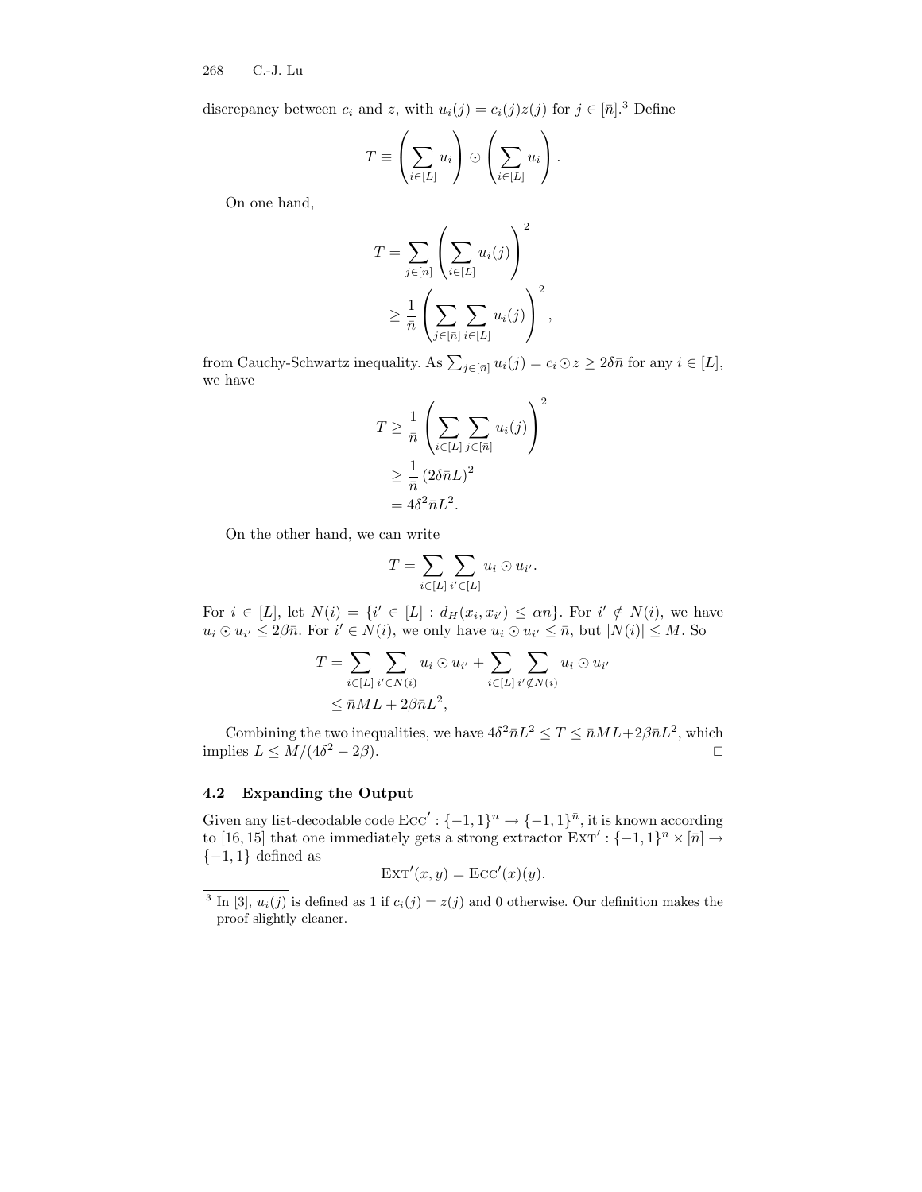discrepancy between $c_i$ and $z$, with $u_i(j) = c_i(j)z(j)$ for $j \in [\bar{n}]$.[3] Define

$$T \equiv \left(\sum_{i \in [L]} u_i\right) \odot \left(\sum_{i \in [L]} u_i\right).$$

On one hand,

$$\begin{aligned}
T &= \sum_{j \in [\bar{n}]} \left(\sum_{i \in [L]} u_i(j)\right)^2 \\
&\geq \frac{1}{\bar{n}} \left(\sum_{j \in [\bar{n}]} \sum_{i \in [L]} u_i(j)\right)^2,
\end{aligned}$$

from Cauchy-Schwartz inequality. As $\sum_{j \in [\bar{n}]} u_i(j) = c_i \odot z \geq 2\delta\bar{n}$ for any $i \in [L]$, we have

$$\begin{aligned}
T &\geq \frac{1}{\bar{n}} \left(\sum_{i \in [L]} \sum_{j \in [\bar{n}]} u_i(j)\right)^2 \\
&\geq \frac{1}{\bar{n}} \left(2\delta\bar{n}L\right)^2 \\
&= 4\delta^2\bar{n}L^2.
\end{aligned}$$

On the other hand, we can write

$$T = \sum_{i \in [L]} \sum_{i' \in [L]} u_i \odot u_{i'}.$$

For $i \in [L]$, let $N(i) = \{i' \in [L] : d_H(x_i, x_{i'}) \leq \alpha n\}$. For $i' \notin N(i)$, we have $u_i \odot u_{i'} \leq 2\beta\bar{n}$. For $i' \in N(i)$, we only have $u_i \odot u_{i'} \leq \bar{n}$, but $|N(i)| \leq M$. So

$$\begin{aligned}
T &= \sum_{i \in [L]} \sum_{i' \in N(i)} u_i \odot u_{i'} + \sum_{i \in [L]} \sum_{i' \notin N(i)} u_i \odot u_{i'} \\
&\leq \bar{n}ML + 2\beta\bar{n}L^2,
\end{aligned}$$

Combining the two inequalities, we have $4\delta^2\bar{n}L^2 \leq T \leq \bar{n}ML + 2\beta\bar{n}L^2$, which implies $L \leq M/(4\delta^2 - 2\beta)$. ◻

### 4.2 Expanding the Output

Given any list-decodable code $\text{ECC}' : \{-1,1\}^n \to \{-1,1\}^{\bar{n}}$, it is known according to [16, 15] that one immediately gets a strong extractor $\text{EXT}' : \{-1,1\}^n \times [\bar{n}] \to \{-1,1\}$ defined as

$$\text{EXT}'(x, y) = \text{ECC}'(x)(y).$$

[3] In [3], $u_i(j)$ is defined as 1 if $c_i(j) = z(j)$ and 0 otherwise. Our definition makes the proof slightly cleaner.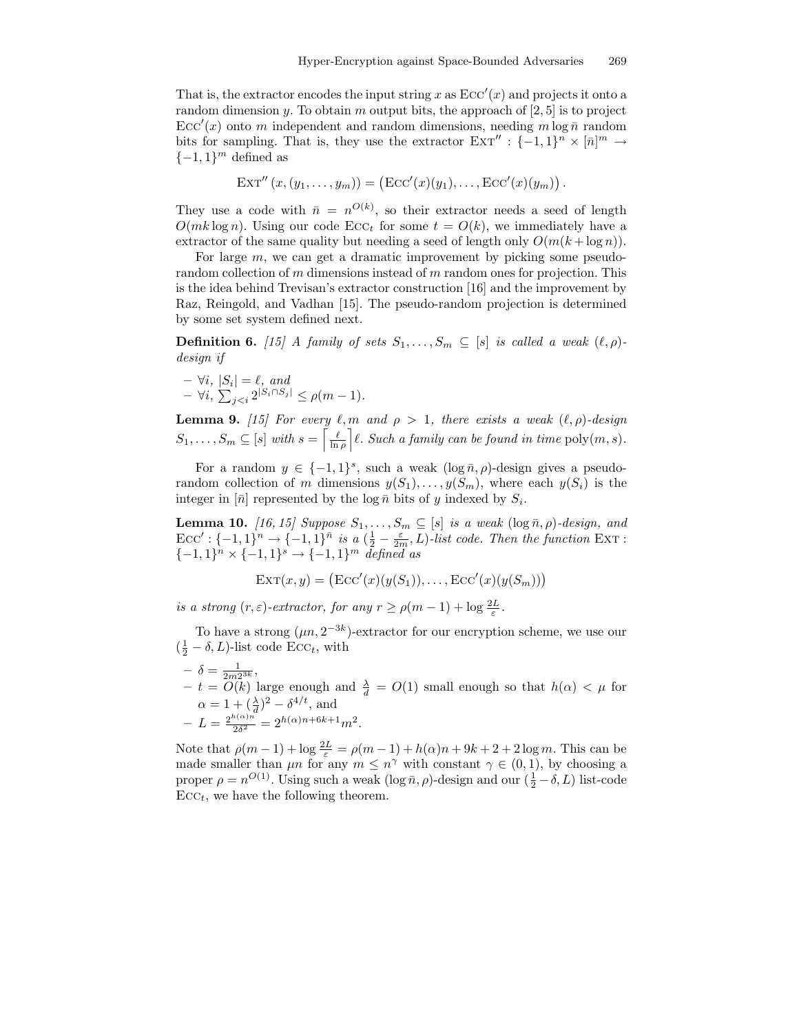That is, the extractor encodes the input string $x$ as $\text{Ecc}'(x)$ and projects it onto a random dimension $y$. To obtain $m$ output bits, the approach of [2, 5] is to project $\text{Ecc}'(x)$ onto $m$ independent and random dimensions, needing $m \log \bar{n}$ random bits for sampling. That is, they use the extractor $\text{Ext}'' : \{-1, 1\}^n \times [\bar{n}]^m \to \{-1, 1\}^m$ defined as

$$\text{Ext}''\left(x, (y_1, \ldots, y_m)\right) = \left(\text{Ecc}'(x)(y_1), \ldots, \text{Ecc}'(x)(y_m)\right).$$

They use a code with $\bar{n} = n^{O(k)}$, so their extractor needs a seed of length $O(mk \log n)$. Using our code $\text{Ecc}_t$ for some $t = O(k)$, we immediately have a extractor of the same quality but needing a seed of length only $O(m(k + \log n))$.

For large $m$, we can get a dramatic improvement by picking some pseudo-random collection of $m$ dimensions instead of $m$ random ones for projection. This is the idea behind Trevisan's extractor construction [16] and the improvement by Raz, Reingold, and Vadhan [15]. The pseudo-random projection is determined by some set system defined next.

**Definition 6.** *[15] A family of sets $S_1, \ldots, S_m \subseteq [s]$ is called a weak $(\ell, \rho)$-design if*

- *$\forall i$, $|S_i| = \ell$, and*
- *$\forall i$, $\sum_{j<i} 2^{|S_i \cap S_j|} \leq \rho(m-1)$.*

**Lemma 9.** *[15] For every $\ell, m$ and $\rho > 1$, there exists a weak $(\ell, \rho)$-design $S_1, \ldots, S_m \subseteq [s]$ with $s = \left\lceil \frac{\ell}{\ln \rho} \right\rceil \ell$. Such a family can be found in time $\text{poly}(m, s)$.*

For a random $y \in \{-1, 1\}^s$, such a weak $(\log \bar{n}, \rho)$-design gives a pseudo-random collection of $m$ dimensions $y(S_1), \ldots, y(S_m)$, where each $y(S_i)$ is the integer in $[\bar{n}]$ represented by the $\log \bar{n}$ bits of $y$ indexed by $S_i$.

**Lemma 10.** *[16, 15] Suppose $S_1, \ldots, S_m \subseteq [s]$ is a weak $(\log \bar{n}, \rho)$-design, and $\text{Ecc}' : \{-1, 1\}^n \to \{-1, 1\}^{\bar{n}}$ is a $(\frac{1}{2} - \frac{\varepsilon}{2m}, L)$-list code. Then the function $\text{Ext} : \{-1, 1\}^n \times \{-1, 1\}^s \to \{-1, 1\}^m$ defined as*

$$\text{Ext}(x, y) = \left(\text{Ecc}'(x)(y(S_1)), \ldots, \text{Ecc}'(x)(y(S_m))\right)$$

*is a strong $(r, \varepsilon)$-extractor, for any $r \geq \rho(m-1) + \log \frac{2L}{\varepsilon}$.*

To have a strong $(\mu n, 2^{-3k})$-extractor for our encryption scheme, we use our $(\frac{1}{2} - \delta, L)$-list code $\text{Ecc}_t$, with

- $\delta = \frac{1}{2m2^{3k}}$,
- $t = O(k)$ large enough and $\frac{\lambda}{d} = O(1)$ small enough so that $h(\alpha) < \mu$ for $\alpha = 1 + (\frac{\lambda}{d})^2 - \delta^{4/t}$, and
- $L = \frac{2^{h(\alpha)n}}{2\delta^2} = 2^{h(\alpha)n + 6k + 1} m^2$.

Note that $\rho(m-1) + \log \frac{2L}{\varepsilon} = \rho(m-1) + h(\alpha)n + 9k + 2 + 2\log m$. This can be made smaller than $\mu n$ for any $m \leq n^\gamma$ with constant $\gamma \in (0, 1)$, by choosing a proper $\rho = n^{O(1)}$. Using such a weak $(\log \bar{n}, \rho)$-design and our $(\frac{1}{2} - \delta, L)$ list-code $\text{Ecc}_t$, we have the following theorem.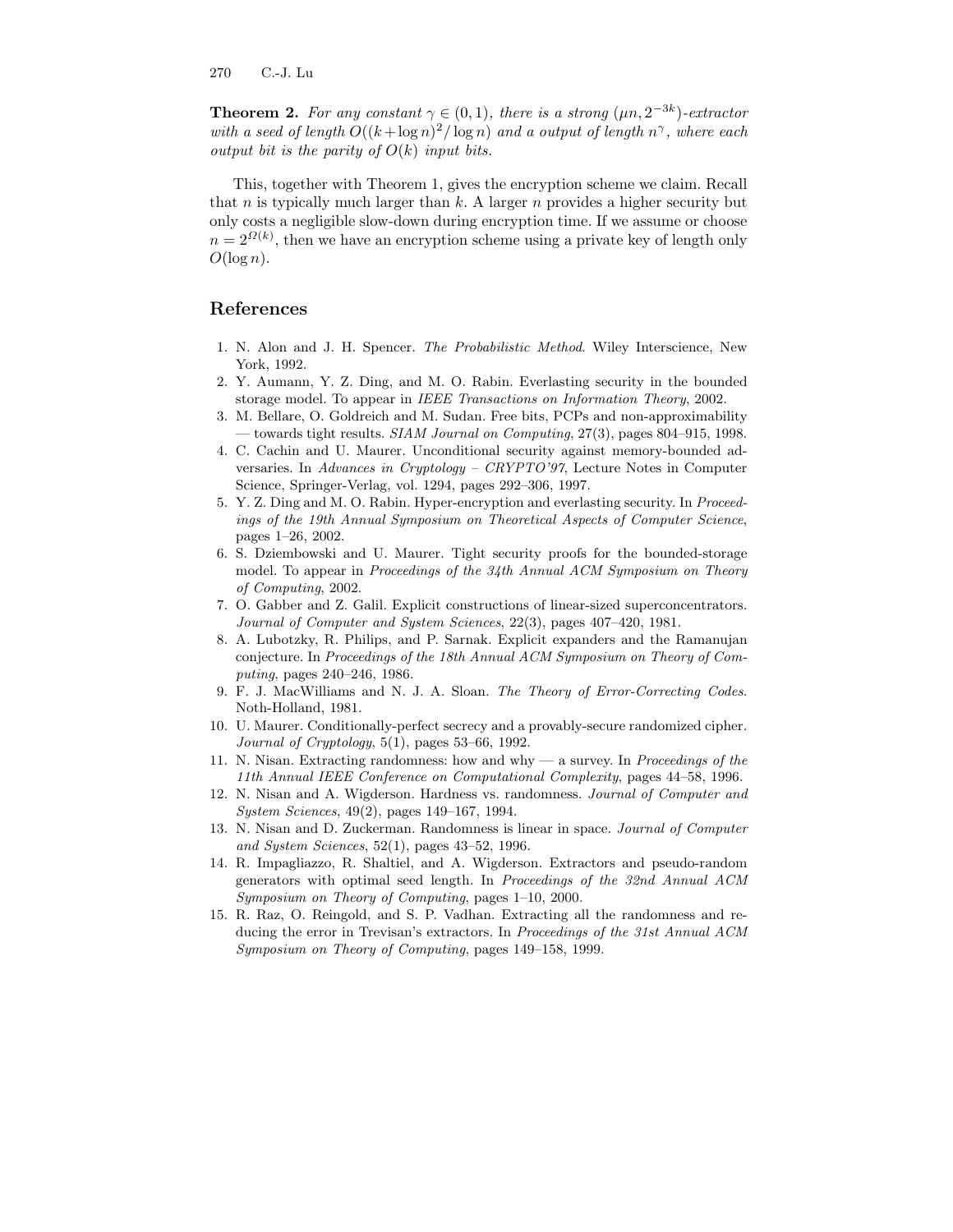**Theorem 2.** *For any constant $\gamma \in (0, 1)$, there is a strong $(\mu n, 2^{-3k})$-extractor with a seed of length $O((k + \log n)^2 / \log n)$ and a output of length $n^\gamma$, where each output bit is the parity of $O(k)$ input bits.*

This, together with Theorem 1, gives the encryption scheme we claim. Recall that $n$ is typically much larger than $k$. A larger $n$ provides a higher security but only costs a negligible slow-down during encryption time. If we assume or choose $n = 2^{\Omega(k)}$, then we have an encryption scheme using a private key of length only $O(\log n)$.

## References

1. N. Alon and J. H. Spencer. *The Probabilistic Method*. Wiley Interscience, New York, 1992.
2. Y. Aumann, Y. Z. Ding, and M. O. Rabin. Everlasting security in the bounded storage model. To appear in *IEEE Transactions on Information Theory*, 2002.
3. M. Bellare, O. Goldreich and M. Sudan. Free bits, PCPs and non-approximability — towards tight results. *SIAM Journal on Computing*, 27(3), pages 804–915, 1998.
4. C. Cachin and U. Maurer. Unconditional security against memory-bounded adversaries. In *Advances in Cryptology – CRYPTO'97*, Lecture Notes in Computer Science, Springer-Verlag, vol. 1294, pages 292–306, 1997.
5. Y. Z. Ding and M. O. Rabin. Hyper-encryption and everlasting security. In *Proceedings of the 19th Annual Symposium on Theoretical Aspects of Computer Science*, pages 1–26, 2002.
6. S. Dziembowski and U. Maurer. Tight security proofs for the bounded-storage model. To appear in *Proceedings of the 34th Annual ACM Symposium on Theory of Computing*, 2002.
7. O. Gabber and Z. Galil. Explicit constructions of linear-sized superconcentrators. *Journal of Computer and System Sciences*, 22(3), pages 407–420, 1981.
8. A. Lubotzky, R. Philips, and P. Sarnak. Explicit expanders and the Ramanujan conjecture. In *Proceedings of the 18th Annual ACM Symposium on Theory of Computing*, pages 240–246, 1986.
9. F. J. MacWilliams and N. J. A. Sloan. *The Theory of Error-Correcting Codes*. Noth-Holland, 1981.
10. U. Maurer. Conditionally-perfect secrecy and a provably-secure randomized cipher. *Journal of Cryptology*, 5(1), pages 53–66, 1992.
11. N. Nisan. Extracting randomness: how and why — a survey. In *Proceedings of the 11th Annual IEEE Conference on Computational Complexity*, pages 44–58, 1996.
12. N. Nisan and A. Wigderson. Hardness vs. randomness. *Journal of Computer and System Sciences*, 49(2), pages 149–167, 1994.
13. N. Nisan and D. Zuckerman. Randomness is linear in space. *Journal of Computer and System Sciences*, 52(1), pages 43–52, 1996.
14. R. Impagliazzo, R. Shaltiel, and A. Wigderson. Extractors and pseudo-random generators with optimal seed length. In *Proceedings of the 32nd Annual ACM Symposium on Theory of Computing*, pages 1–10, 2000.
15. R. Raz, O. Reingold, and S. P. Vadhan. Extracting all the randomness and reducing the error in Trevisan's extractors. In *Proceedings of the 31st Annual ACM Symposium on Theory of Computing*, pages 149–158, 1999.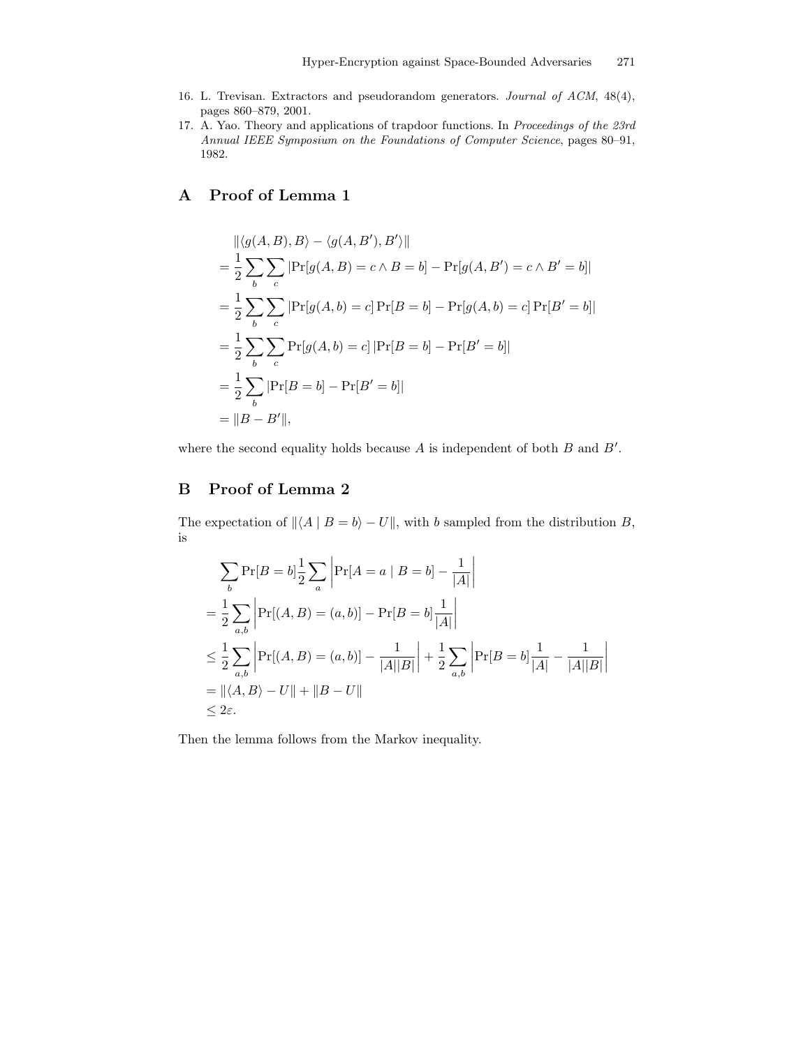16. L. Trevisan. Extractors and pseudorandom generators. *Journal of ACM*, 48(4), pages 860–879, 2001.
17. A. Yao. Theory and applications of trapdoor functions. In *Proceedings of the 23rd Annual IEEE Symposium on the Foundations of Computer Science*, pages 80–91, 1982.

## A Proof of Lemma 1

$$
\begin{aligned}
&\|\langle g(A,B),B\rangle - \langle g(A,B'),B'\rangle\| \\
&= \frac{1}{2}\sum_b \sum_c |\Pr[g(A,B)=c \wedge B=b] - \Pr[g(A,B')=c \wedge B'=b]| \\
&= \frac{1}{2}\sum_b \sum_c |\Pr[g(A,b)=c]\Pr[B=b] - \Pr[g(A,b)=c]\Pr[B'=b]| \\
&= \frac{1}{2}\sum_b \sum_c \Pr[g(A,b)=c]\,|\Pr[B=b] - \Pr[B'=b]| \\
&= \frac{1}{2}\sum_b |\Pr[B=b] - \Pr[B'=b]| \\
&= \|B - B'\|,
\end{aligned}
$$

where the second equality holds because $A$ is independent of both $B$ and $B'$.

## B Proof of Lemma 2

The expectation of $\|\langle A \mid B=b\rangle - U\|$, with $b$ sampled from the distribution $B$, is

$$
\begin{aligned}
&\sum_b \Pr[B=b]\frac{1}{2}\sum_a \left|\Pr[A=a \mid B=b] - \frac{1}{|A|}\right| \\
&= \frac{1}{2}\sum_{a,b}\left|\Pr[(A,B)=(a,b)] - \Pr[B=b]\frac{1}{|A|}\right| \\
&\le \frac{1}{2}\sum_{a,b}\left|\Pr[(A,B)=(a,b)] - \frac{1}{|A||B|}\right| + \frac{1}{2}\sum_{a,b}\left|\Pr[B=b]\frac{1}{|A|} - \frac{1}{|A||B|}\right| \\
&= \|\langle A,B\rangle - U\| + \|B - U\| \\
&\le 2\varepsilon.
\end{aligned}
$$

Then the lemma follows from the Markov inequality.